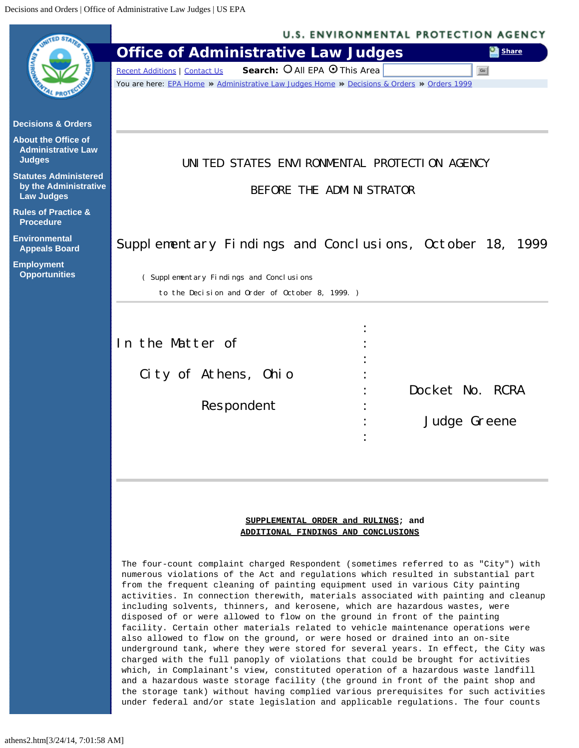UNITED STATES ENVIRONMENTAL PROTECTION AGENCY

BEFORE THE ADMINISTRATOR

# Supplementary Findings and Conclusions, October 18, 1999

( Supplementary Findings and Conclusions to the Decision and Order of October 8, 1999. )

---

| | | |
|---|---|---|
| In the Matter of | : | |
| City of Athens, Ohio | : | Docket No. RCRA |
| Respondent | : | Judge Greene |

---

**SUPPLEMENTAL ORDER and RULINGS; and**
**ADDITIONAL FINDINGS AND CONCLUSIONS**

The four-count complaint charged Respondent (sometimes referred to as "City") with numerous violations of the Act and regulations which resulted in substantial part from the frequent cleaning of painting equipment used in various City painting activities. In connection therewith, materials associated with painting and cleanup including solvents, thinners, and kerosene, which are hazardous wastes, were disposed of or were allowed to flow on the ground in front of the painting facility. Certain other materials related to vehicle maintenance operations were also allowed to flow on the ground, or were hosed or drained into an on-site underground tank, where they were stored for several years. In effect, the City was charged with the full panoply of violations that could be brought for activities which, in Complainant's view, constituted operation of a hazardous waste landfill and a hazardous waste storage facility (the ground in front of the paint shop and the storage tank) without having complied various prerequisites for such activities under federal and/or state legislation and applicable regulations. The four counts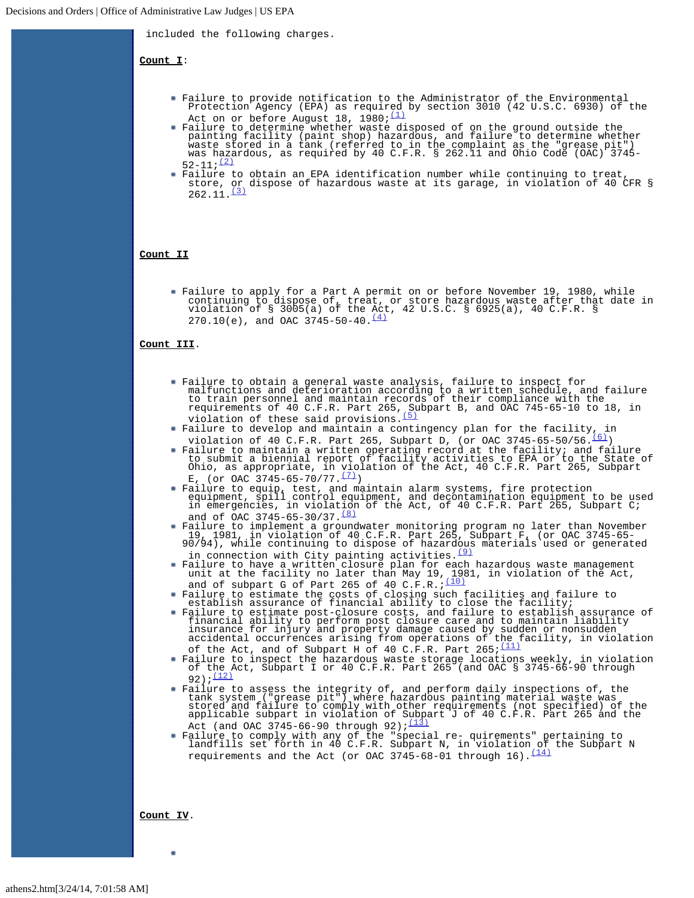included the following charges.

**Count I**:

- Failure to provide notification to the Administrator of the Environmental Protection Agency (EPA) as required by section 3010 (42 U.S.C. 6930) of the Act on or before August 18, 1980;[(1)]
- Failure to determine whether waste disposed of on the ground outside the painting facility (paint shop) hazardous, and failure to determine whether waste stored in a tank (referred to in the complaint as the "grease pit") was hazardous, as required by 40 C.F.R. § 262.11 and Ohio Code (OAC) 3745-52-11;[(2)]
- Failure to obtain an EPA identification number while continuing to treat, store, or dispose of hazardous waste at its garage, in violation of 40 CFR § 262.11.[(3)]

**Count II**

- Failure to apply for a Part A permit on or before November 19, 1980, while continuing to dispose of, treat, or store hazardous waste after that date in violation of § 3005(a) of the Act, 42 U.S.C. § 6925(a), 40 C.F.R. § 270.10(e), and OAC 3745-50-40.[(4)]

**Count III**.

- Failure to obtain a general waste analysis, failure to inspect for malfunctions and deterioration according to a written schedule, and failure to train personnel and maintain records of their compliance with the requirements of 40 C.F.R. Part 265, Subpart B, and OAC 745-65-10 to 18, in violation of these said provisions.[(5)]
- Failure to develop and maintain a contingency plan for the facility, in violation of 40 C.F.R. Part 265, Subpart D, (or OAC 3745-65-50/56.[(6)])
- Failure to maintain a written operating record at the facility; and failure to submit a biennial report of facility activities to EPA or to the State of Ohio, as appropriate, in violation of the Act, 40 C.F.R. Part 265, Subpart E, (or OAC 3745-65-70/77.[(7)])
- Failure to equip, test, and maintain alarm systems, fire protection equipment, spill control equipment, and decontamination equipment to be used in emergencies, in violation of the Act, of 40 C.F.R. Part 265, Subpart C; and of OAC 3745-65-30/37.[(8)]
- Failure to implement a groundwater monitoring program no later than November 19, 1981, in violation of 40 C.F.R. Part 265, Subpart F, (or OAC 3745-65-90/94), while continuing to dispose of hazardous materials used or generated in connection with City painting activities.[(9)]
- Failure to have a written closure plan for each hazardous waste management unit at the facility no later than May 19, 1981, in violation of the Act, and of subpart G of Part 265 of 40 C.F.R.;[(10)]
- Failure to estimate the costs of closing such facilities and failure to establish assurance of financial ability to close the facility;
- Failure to estimate post-closure costs, and failure to establish assurance of financial ability to perform post closure care and to maintain liability insurance for injury and property damage caused by sudden or nonsudden accidental occurrences arising from operations of the facility, in violation of the Act, and of Subpart H of 40 C.F.R. Part 265;[(11)]
- Failure to inspect the hazardous waste storage locations weekly, in violation of the Act, Subpart I or 40 C.F.R. Part 265 (and OAC § 3745-66-90 through 92);[(12)]
- Failure to assess the integrity of, and perform daily inspections of, the tank system ("grease pit") where hazardous painting material waste was stored and failure to comply with other requirements (not specified) of the applicable subpart in violation of Subpart J of 40 C.F.R. Part 265 and the Act (and OAC 3745-66-90 through 92);[(13)]
- Failure to comply with any of the "special re- quirements" pertaining to landfills set forth in 40 C.F.R. Subpart N, in violation of the Subpart N requirements and the Act (or OAC 3745-68-01 through 16).[(14)]

**Count IV**.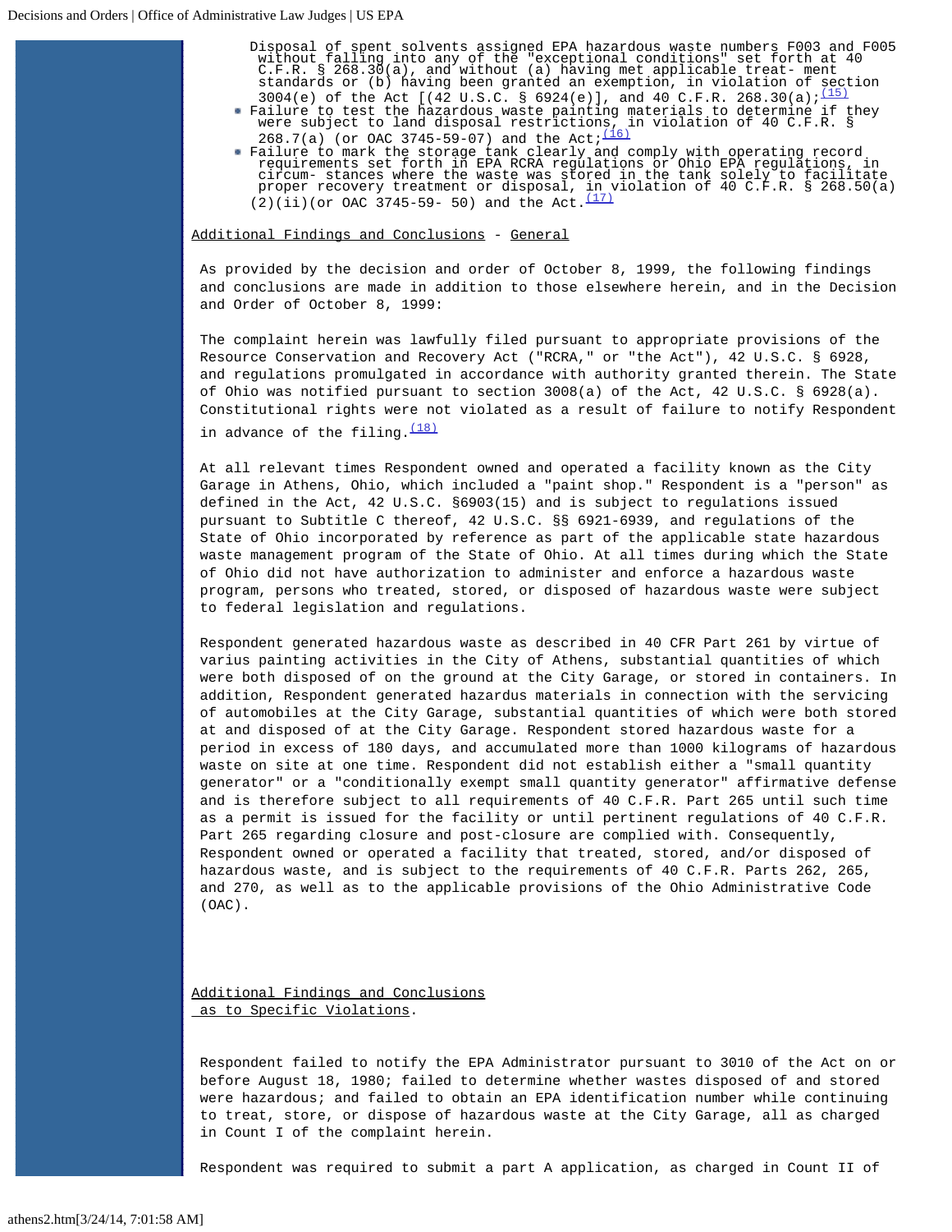- Disposal of spent solvents assigned EPA hazardous waste numbers F003 and F005 without falling into any of the "exceptional conditions" set forth at 40 C.F.R. § 268.30(a), and without (a) having met applicable treat- ment standards or (b) having been granted an exemption, in violation of section 3004(e) of the Act [(42 U.S.C. § 6924(e)], and 40 C.F.R. 268.30(a);[(15)]
- Failure to test the hazardous waste painting materials to determine if they were subject to land disposal restrictions, in violation of 40 C.F.R. § 268.7(a) (or OAC 3745-59-07) and the Act;[(16)]
- Failure to mark the storage tank clearly and comply with operating record requirements set forth in EPA RCRA regulations or Ohio EPA regulations, in circum- stances where the waste was stored in the tank solely to facilitate proper recovery treatment or disposal, in violation of 40 C.F.R. § 268.50(a)(2)(ii)(or OAC 3745-59- 50) and the Act.[(17)]

Additional Findings and Conclusions - General

As provided by the decision and order of October 8, 1999, the following findings and conclusions are made in addition to those elsewhere herein, and in the Decision and Order of October 8, 1999:

The complaint herein was lawfully filed pursuant to appropriate provisions of the Resource Conservation and Recovery Act ("RCRA," or "the Act"), 42 U.S.C. § 6928, and regulations promulgated in accordance with authority granted therein. The State of Ohio was notified pursuant to section 3008(a) of the Act, 42 U.S.C. § 6928(a). Constitutional rights were not violated as a result of failure to notify Respondent in advance of the filing.[(18)]

At all relevant times Respondent owned and operated a facility known as the City Garage in Athens, Ohio, which included a "paint shop." Respondent is a "person" as defined in the Act, 42 U.S.C. §6903(15) and is subject to regulations issued pursuant to Subtitle C thereof, 42 U.S.C. §§ 6921-6939, and regulations of the State of Ohio incorporated by reference as part of the applicable state hazardous waste management program of the State of Ohio. At all times during which the State of Ohio did not have authorization to administer and enforce a hazardous waste program, persons who treated, stored, or disposed of hazardous waste were subject to federal legislation and regulations.

Respondent generated hazardous waste as described in 40 CFR Part 261 by virtue of varius painting activities in the City of Athens, substantial quantities of which were both disposed of on the ground at the City Garage, or stored in containers. In addition, Respondent generated hazardus materials in connection with the servicing of automobiles at the City Garage, substantial quantities of which were both stored at and disposed of at the City Garage. Respondent stored hazardous waste for a period in excess of 180 days, and accumulated more than 1000 kilograms of hazardous waste on site at one time. Respondent did not establish either a "small quantity generator" or a "conditionally exempt small quantity generator" affirmative defense and is therefore subject to all requirements of 40 C.F.R. Part 265 until such time as a permit is issued for the facility or until pertinent regulations of 40 C.F.R. Part 265 regarding closure and post-closure are complied with. Consequently, Respondent owned or operated a facility that treated, stored, and/or disposed of hazardous waste, and is subject to the requirements of 40 C.F.R. Parts 262, 265, and 270, as well as to the applicable provisions of the Ohio Administrative Code (OAC).

Additional Findings and Conclusions as to Specific Violations.

Respondent failed to notify the EPA Administrator pursuant to 3010 of the Act on or before August 18, 1980; failed to determine whether wastes disposed of and stored were hazardous; and failed to obtain an EPA identification number while continuing to treat, store, or dispose of hazardous waste at the City Garage, all as charged in Count I of the complaint herein.

Respondent was required to submit a part A application, as charged in Count II of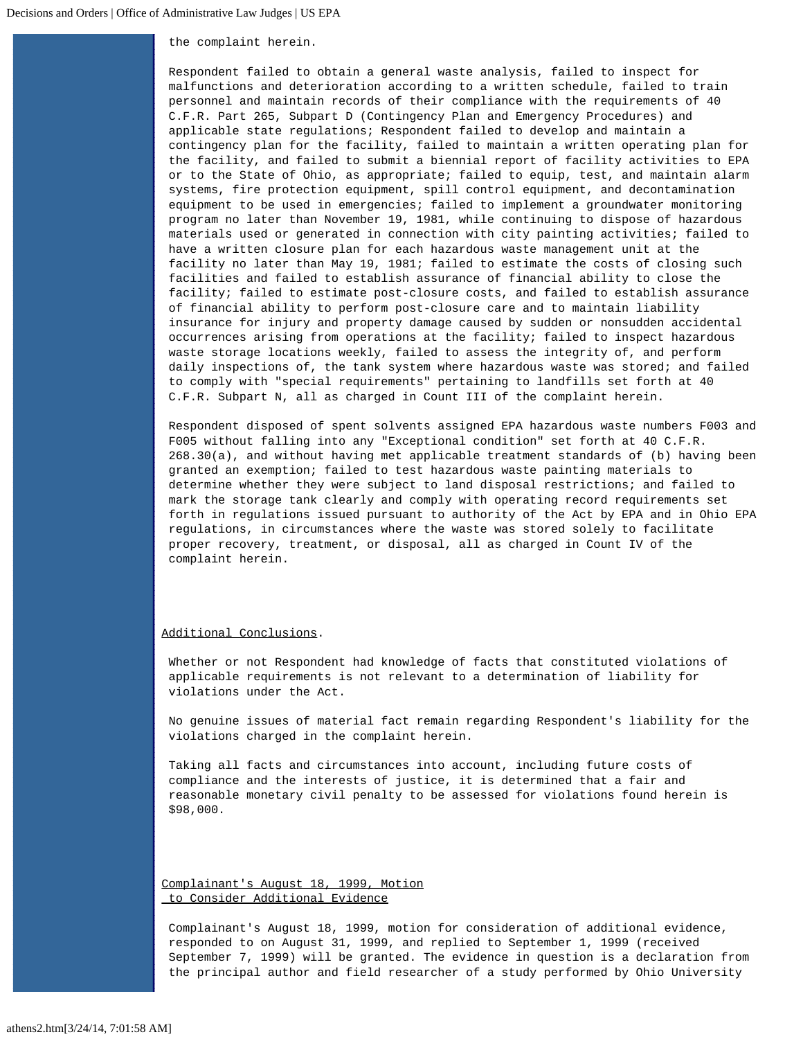the complaint herein.

Respondent failed to obtain a general waste analysis, failed to inspect for malfunctions and deterioration according to a written schedule, failed to train personnel and maintain records of their compliance with the requirements of 40 C.F.R. Part 265, Subpart D (Contingency Plan and Emergency Procedures) and applicable state regulations; Respondent failed to develop and maintain a contingency plan for the facility, failed to maintain a written operating plan for the facility, and failed to submit a biennial report of facility activities to EPA or to the State of Ohio, as appropriate; failed to equip, test, and maintain alarm systems, fire protection equipment, spill control equipment, and decontamination equipment to be used in emergencies; failed to implement a groundwater monitoring program no later than November 19, 1981, while continuing to dispose of hazardous materials used or generated in connection with city painting activities; failed to have a written closure plan for each hazardous waste management unit at the facility no later than May 19, 1981; failed to estimate the costs of closing such facilities and failed to establish assurance of financial ability to close the facility; failed to estimate post-closure costs, and failed to establish assurance of financial ability to perform post-closure care and to maintain liability insurance for injury and property damage caused by sudden or nonsudden accidental occurrences arising from operations at the facility; failed to inspect hazardous waste storage locations weekly, failed to assess the integrity of, and perform daily inspections of, the tank system where hazardous waste was stored; and failed to comply with "special requirements" pertaining to landfills set forth at 40 C.F.R. Subpart N, all as charged in Count III of the complaint herein.

Respondent disposed of spent solvents assigned EPA hazardous waste numbers F003 and F005 without falling into any "Exceptional condition" set forth at 40 C.F.R. 268.30(a), and without having met applicable treatment standards of (b) having been granted an exemption; failed to test hazardous waste painting materials to determine whether they were subject to land disposal restrictions; and failed to mark the storage tank clearly and comply with operating record requirements set forth in regulations issued pursuant to authority of the Act by EPA and in Ohio EPA regulations, in circumstances where the waste was stored solely to facilitate proper recovery, treatment, or disposal, all as charged in Count IV of the complaint herein.

<u>Additional Conclusions</u>.

Whether or not Respondent had knowledge of facts that constituted violations of applicable requirements is not relevant to a determination of liability for violations under the Act.

No genuine issues of material fact remain regarding Respondent's liability for the violations charged in the complaint herein.

Taking all facts and circumstances into account, including future costs of compliance and the interests of justice, it is determined that a fair and reasonable monetary civil penalty to be assessed for violations found herein is $98,000.

<u>Complainant's August 18, 1999, Motion to Consider Additional Evidence</u>

Complainant's August 18, 1999, motion for consideration of additional evidence, responded to on August 31, 1999, and replied to September 1, 1999 (received September 7, 1999) will be granted. The evidence in question is a declaration from the principal author and field researcher of a study performed by Ohio University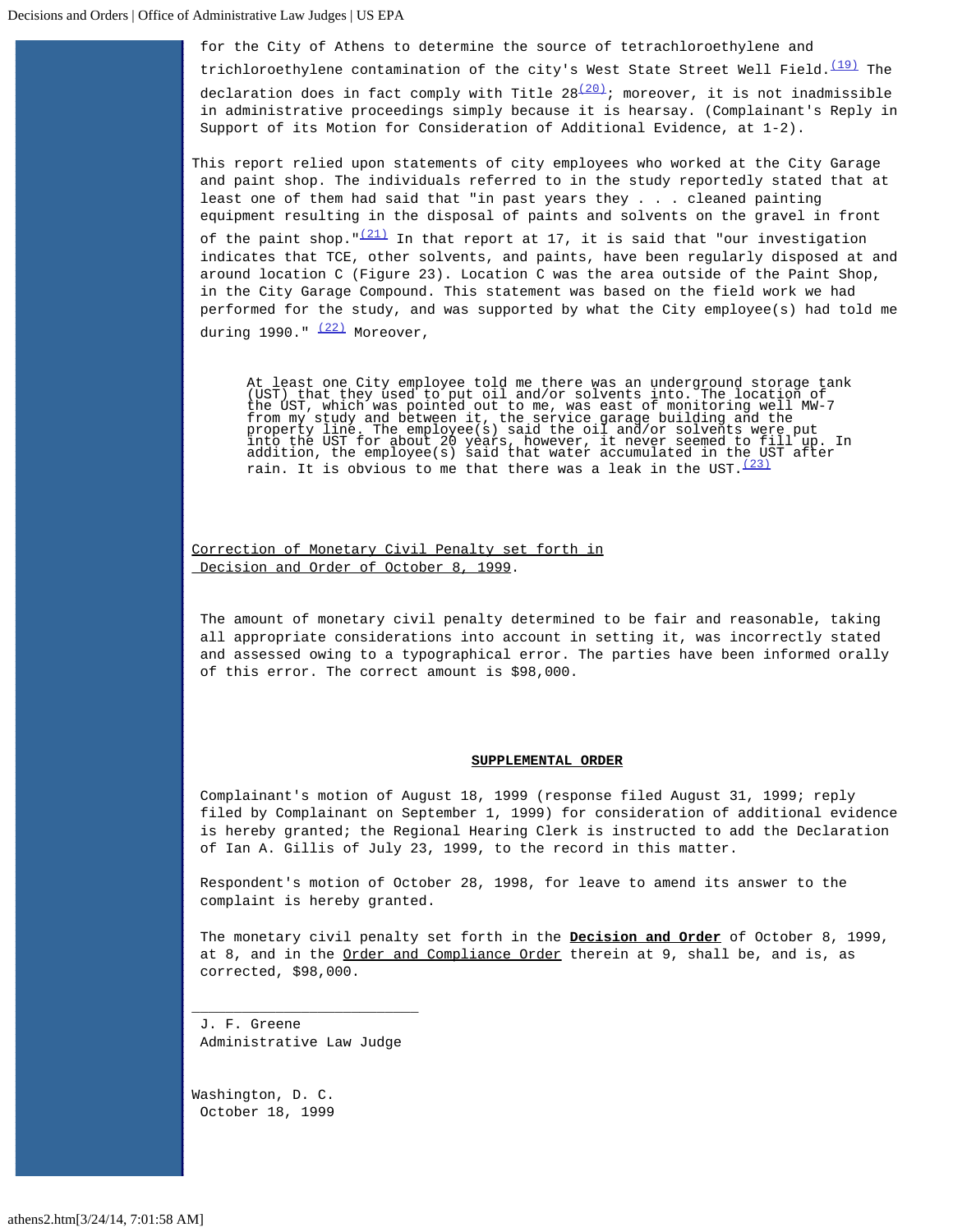for the City of Athens to determine the source of tetrachloroethylene and trichloroethylene contamination of the city's West State Street Well Field.[(19)] The declaration does in fact comply with Title 28[(20)]; moreover, it is not inadmissible in administrative proceedings simply because it is hearsay. (Complainant's Reply in Support of its Motion for Consideration of Additional Evidence, at 1-2).

This report relied upon statements of city employees who worked at the City Garage and paint shop. The individuals referred to in the study reportedly stated that at least one of them had said that "in past years they . . . cleaned painting equipment resulting in the disposal of paints and solvents on the gravel in front of the paint shop."[(21)] In that report at 17, it is said that "our investigation indicates that TCE, other solvents, and paints, have been regularly disposed at and around location C (Figure 23). Location C was the area outside of the Paint Shop, in the City Garage Compound. This statement was based on the field work we had performed for the study, and was supported by what the City employee(s) had told me during 1990." [(22)] Moreover,

> At least one City employee told me there was an underground storage tank (UST) that they used to put oil and/or solvents into. The location of the UST, which was pointed out to me, was east of monitoring well MW-7 from my study and between it, the service garage building and the property line. The employee(s) said the oil and/or solvents were put into the UST for about 20 years, however, it never seemed to fill up. In addition, the employee(s) said that water accumulated in the UST after rain. It is obvious to me that there was a leak in the UST.[(23)]

<u>Correction of Monetary Civil Penalty set forth in Decision and Order of October 8, 1999</u>.

The amount of monetary civil penalty determined to be fair and reasonable, taking all appropriate considerations into account in setting it, was incorrectly stated and assessed owing to a typographical error. The parties have been informed orally of this error. The correct amount is $98,000.

## SUPPLEMENTAL ORDER

Complainant's motion of August 18, 1999 (response filed August 31, 1999; reply filed by Complainant on September 1, 1999) for consideration of additional evidence is hereby granted; the Regional Hearing Clerk is instructed to add the Declaration of Ian A. Gillis of July 23, 1999, to the record in this matter.

Respondent's motion of October 28, 1998, for leave to amend its answer to the complaint is hereby granted.

The monetary civil penalty set forth in the **Decision and Order** of October 8, 1999, at 8, and in the <u>Order and Compliance Order</u> therein at 9, shall be, and is, as corrected, $98,000.

J. F. Greene
Administrative Law Judge

Washington, D. C.
October 18, 1999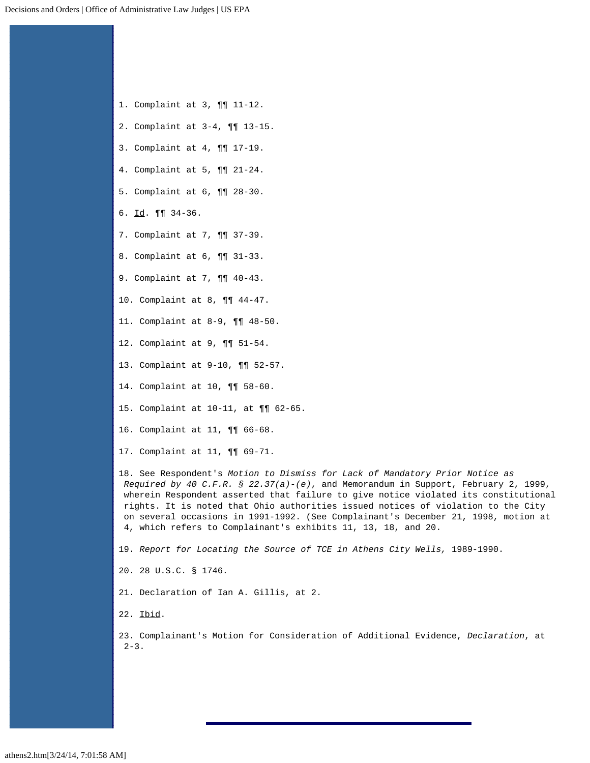1. Complaint at 3, ¶¶ 11-12.

2. Complaint at 3-4, ¶¶ 13-15.

3. Complaint at 4, ¶¶ 17-19.

4. Complaint at 5, ¶¶ 21-24.

5. Complaint at 6, ¶¶ 28-30.

6. Id. ¶¶ 34-36.

7. Complaint at 7, ¶¶ 37-39.

8. Complaint at 6, ¶¶ 31-33.

9. Complaint at 7, ¶¶ 40-43.

10. Complaint at 8, ¶¶ 44-47.

11. Complaint at 8-9, ¶¶ 48-50.

12. Complaint at 9, ¶¶ 51-54.

13. Complaint at 9-10, ¶¶ 52-57.

14. Complaint at 10, ¶¶ 58-60.

15. Complaint at 10-11, at ¶¶ 62-65.

16. Complaint at 11, ¶¶ 66-68.

17. Complaint at 11, ¶¶ 69-71.

18. See Respondent's *Motion to Dismiss for Lack of Mandatory Prior Notice as Required by 40 C.F.R. § 22.37(a)-(e)*, and Memorandum in Support, February 2, 1999, wherein Respondent asserted that failure to give notice violated its constitutional rights. It is noted that Ohio authorities issued notices of violation to the City on several occasions in 1991-1992. (See Complainant's December 21, 1998, motion at 4, which refers to Complainant's exhibits 11, 13, 18, and 20.

19. *Report for Locating the Source of TCE in Athens City Wells,* 1989-1990.

20. 28 U.S.C. § 1746.

21. Declaration of Ian A. Gillis, at 2.

22. Ibid.

23. Complainant's Motion for Consideration of Additional Evidence, *Declaration*, at 2-3.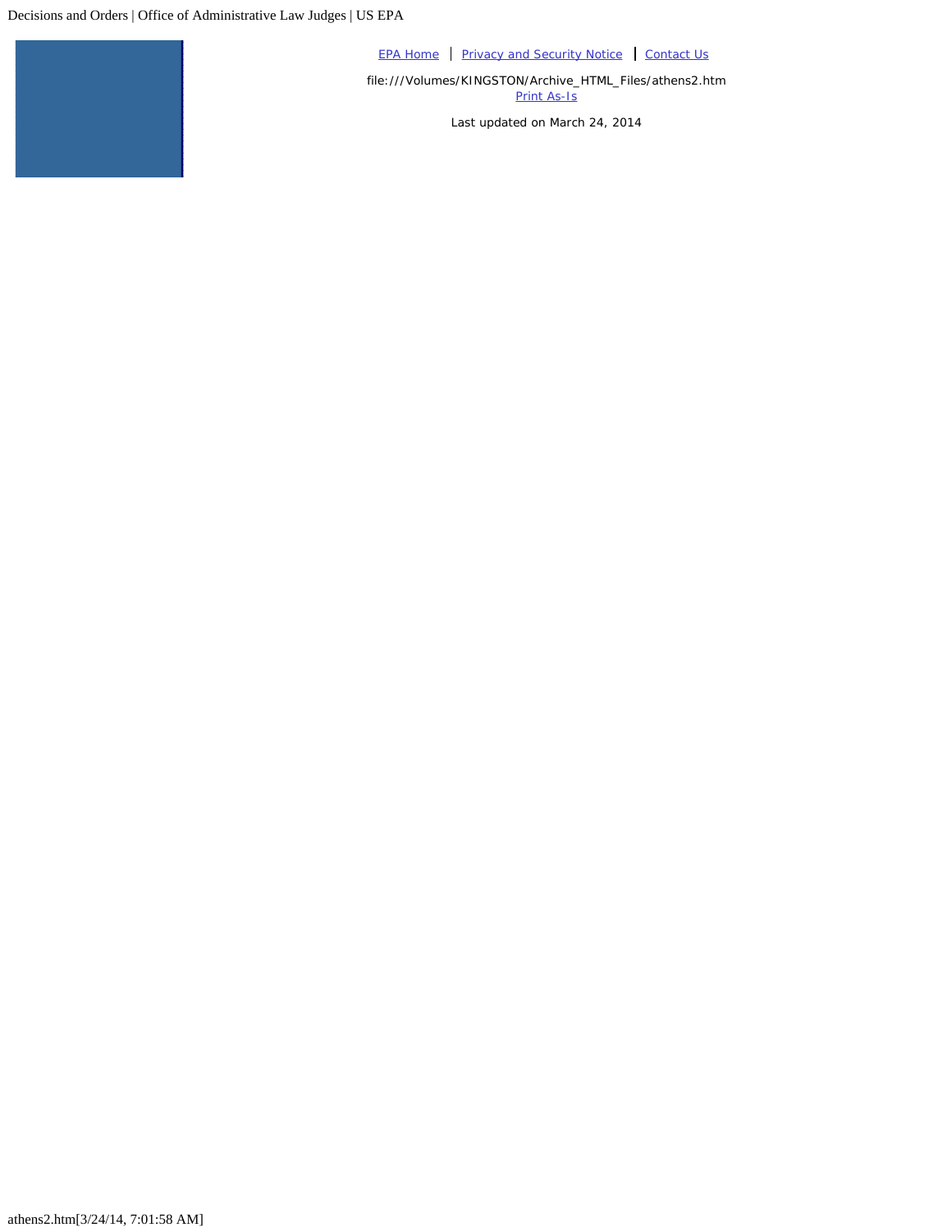EPA Home | Privacy and Security Notice | Contact Us

file:///Volumes/KINGSTON/Archive_HTML_Files/athens2.htm
Print As-Is

Last updated on March 24, 2014